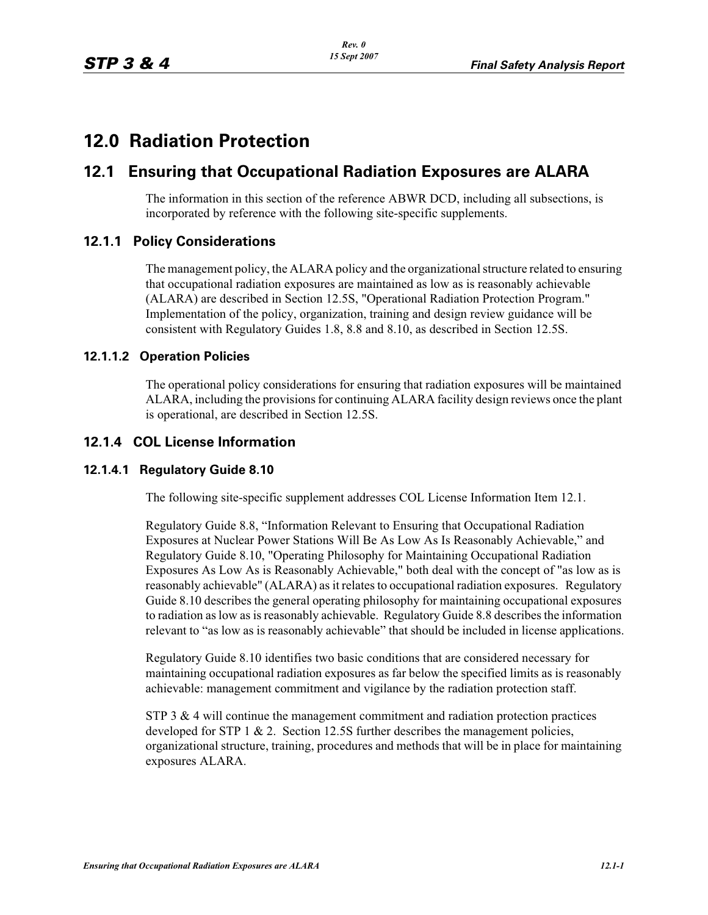# 12.0 Radiation Protection

## 12.1 Ensuring that Occupational Radiation Exposures are ALARA

The information in this section of the reference ABWR DCD, including all subsections, is incorporated by reference with the following site-specific supplements.

### 12.1.1 Policy Considerations

The management policy, the ALARA policy and the organizational structure related to ensuring that occupational radiation exposures are maintained as low as is reasonably achievable (ALARA) are described in Section 12.5S, "Operational Radiation Protection Program." Implementation of the policy, organization, training and design review guidance will be consistent with Regulatory Guides 1.8, 8.8 and 8.10, as described in Section 12.5S.

#### 12.1.1.2 Operation Policies

The operational policy considerations for ensuring that radiation exposures will be maintained ALARA, including the provisions for continuing ALARA facility design reviews once the plant is operational, are described in Section 12.5S.

### 12.1.4 COL License Information

#### 12.1.4.1 Regulatory Guide 8.10

The following site-specific supplement addresses COL License Information Item 12.1.

Regulatory Guide 8.8, "Information Relevant to Ensuring that Occupational Radiation Exposures at Nuclear Power Stations Will Be As Low As Is Reasonably Achievable," and Regulatory Guide 8.10, "Operating Philosophy for Maintaining Occupational Radiation Exposures As Low As is Reasonably Achievable," both deal with the concept of "as low as is reasonably achievable" (ALARA) as it relates to occupational radiation exposures. Regulatory Guide 8.10 describes the general operating philosophy for maintaining occupational exposures to radiation as low as is reasonably achievable. Regulatory Guide 8.8 describes the information relevant to "as low as is reasonably achievable" that should be included in license applications.

Regulatory Guide 8.10 identifies two basic conditions that are considered necessary for maintaining occupational radiation exposures as far below the specified limits as is reasonably achievable: management commitment and vigilance by the radiation protection staff.

STP 3 & 4 will continue the management commitment and radiation protection practices developed for STP 1 & 2. Section 12.5S further describes the management policies, organizational structure, training, procedures and methods that will be in place for maintaining exposures ALARA.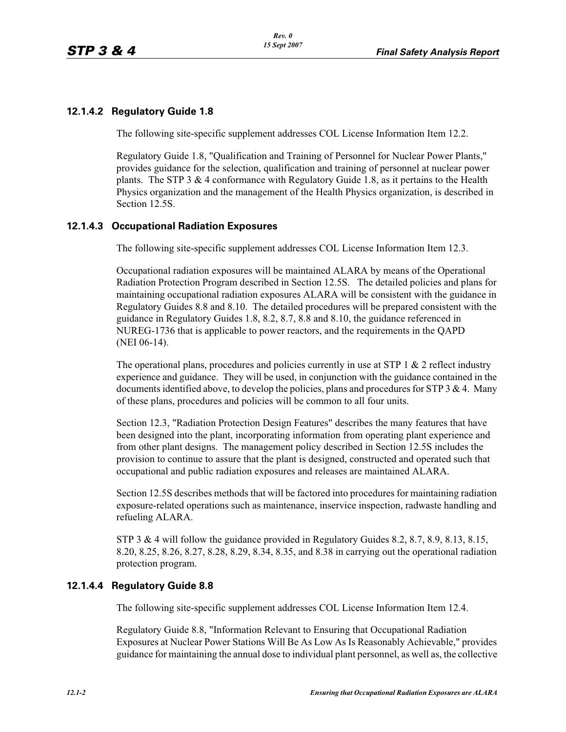### 12.1.4.2 Regulatory Guide 1.8

The following site-specific supplement addresses COL License Information Item 12.2.

Regulatory Guide 1.8, "Qualification and Training of Personnel for Nuclear Power Plants," provides guidance for the selection, qualification and training of personnel at nuclear power plants. The STP 3 & 4 conformance with Regulatory Guide 1.8, as it pertains to the Health Physics organization and the management of the Health Physics organization, is described in Section 12.5S.

### 12.1.4.3 Occupational Radiation Exposures

The following site-specific supplement addresses COL License Information Item 12.3.

Occupational radiation exposures will be maintained ALARA by means of the Operational Radiation Protection Program described in Section 12.5S. The detailed policies and plans for maintaining occupational radiation exposures ALARA will be consistent with the guidance in Regulatory Guides 8.8 and 8.10. The detailed procedures will be prepared consistent with the guidance in Regulatory Guides 1.8, 8.2, 8.7, 8.8 and 8.10, the guidance referenced in NUREG-1736 that is applicable to power reactors, and the requirements in the QAPD (NEI 06-14).

The operational plans, procedures and policies currently in use at STP 1 & 2 reflect industry experience and guidance. They will be used, in conjunction with the guidance contained in the documents identified above, to develop the policies, plans and procedures for STP 3 & 4. Many of these plans, procedures and policies will be common to all four units.

Section 12.3, "Radiation Protection Design Features" describes the many features that have been designed into the plant, incorporating information from operating plant experience and from other plant designs. The management policy described in Section 12.5S includes the provision to continue to assure that the plant is designed, constructed and operated such that occupational and public radiation exposures and releases are maintained ALARA.

Section 12.5S describes methods that will be factored into procedures for maintaining radiation exposure-related operations such as maintenance, inservice inspection, radwaste handling and refueling ALARA.

STP 3 & 4 will follow the guidance provided in Regulatory Guides 8.2, 8.7, 8.9, 8.13, 8.15, 8.20, 8.25, 8.26, 8.27, 8.28, 8.29, 8.34, 8.35, and 8.38 in carrying out the operational radiation protection program.

### 12.1.4.4 Regulatory Guide 8.8

The following site-specific supplement addresses COL License Information Item 12.4.

Regulatory Guide 8.8, "Information Relevant to Ensuring that Occupational Radiation Exposures at Nuclear Power Stations Will Be As Low As Is Reasonably Achievable," provides guidance for maintaining the annual dose to individual plant personnel, as well as, the collective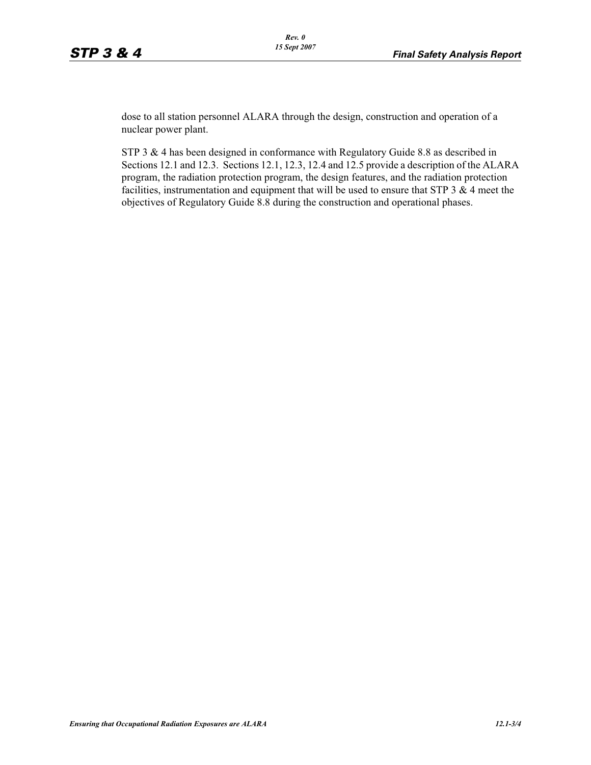dose to all station personnel ALARA through the design, construction and operation of a nuclear power plant.

STP 3 & 4 has been designed in conformance with Regulatory Guide 8.8 as described in Sections 12.1 and 12.3. Sections 12.1, 12.3, 12.4 and 12.5 provide a description of the ALARA program, the radiation protection program, the design features, and the radiation protection facilities, instrumentation and equipment that will be used to ensure that STP 3 & 4 meet the objectives of Regulatory Guide 8.8 during the construction and operational phases.